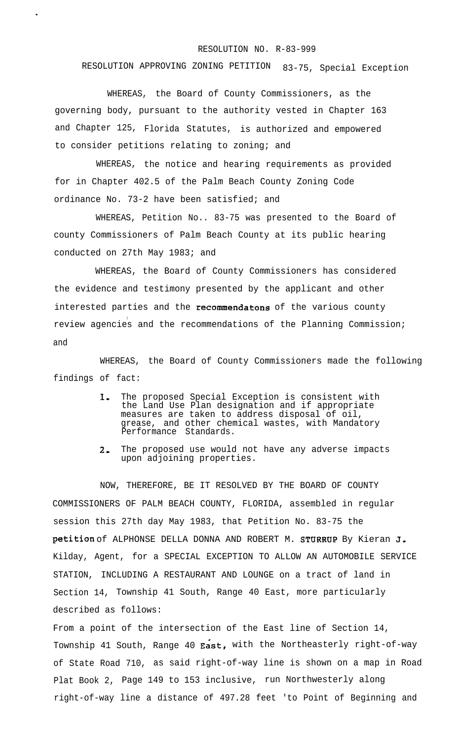RESOLUTION NO. R-83-999

RESOLUTION APPROVING ZONING PETITION 83-75, Special Exception

WHEREAS, the Board of County Commissioners, as the governing body, pursuant to the authority vested in Chapter 163 and Chapter 125, Florida Statutes, is authorized and empowered to consider petitions relating to zoning; and

WHEREAS, the notice and hearing requirements as provided for in Chapter 402.5 of the Palm Beach County Zoning Code ordinance No. 73-2 have been satisfied; and

WHEREAS, Petition No.. 83-75 was presented to the Board of county Commissioners of Palm Beach County at its public hearing conducted on 27th May 1983; and

WHEREAS, the Board of County Commissioners has considered the evidence and testimony presented by the applicant and other interested parties and the recommendatons of the various county review agencies and the recommendations of the Planning Commission; and

WHEREAS, the Board of County Commissioners made the following findings of fact:

1. The proposed Special Exception is consistent with the Land Use Plan designation and if appropriate measures are taken to address disposal of oil, grease, and other chemical wastes, with Mandatory Performance Standards.

2. The proposed use would not have any adverse impacts upon adjoining properties.

NOW, THEREFORE, BE IT RESOLVED BY THE BOARD OF COUNTY COMMISSIONERS OF PALM BEACH COUNTY, FLORIDA, assembled in regular session this 27th day May 1983, that Petition No. 83-75 the petition of ALPHONSE DELLA DONNA AND ROBERT M. STURRUP By Kieran J. Kilday, Agent, for a SPECIAL EXCEPTION TO ALLOW AN AUTOMOBILE SERVICE STATION, INCLUDING A RESTAURANT AND LOUNGE on a tract of land in Section 14, Township 41 South, Range 40 East, more particularly described as follows:

From a point of the intersection of the East line of Section 14, Township 41 South, Range 40 East, with the Northeasterly right-of-way of State Road 710, as said right-of-way line is shown on a map in Road Plat Book 2, Page 149 to 153 inclusive, run Northwesterly along right-of-way line a distance of 497.28 feet 'to Point of Beginning and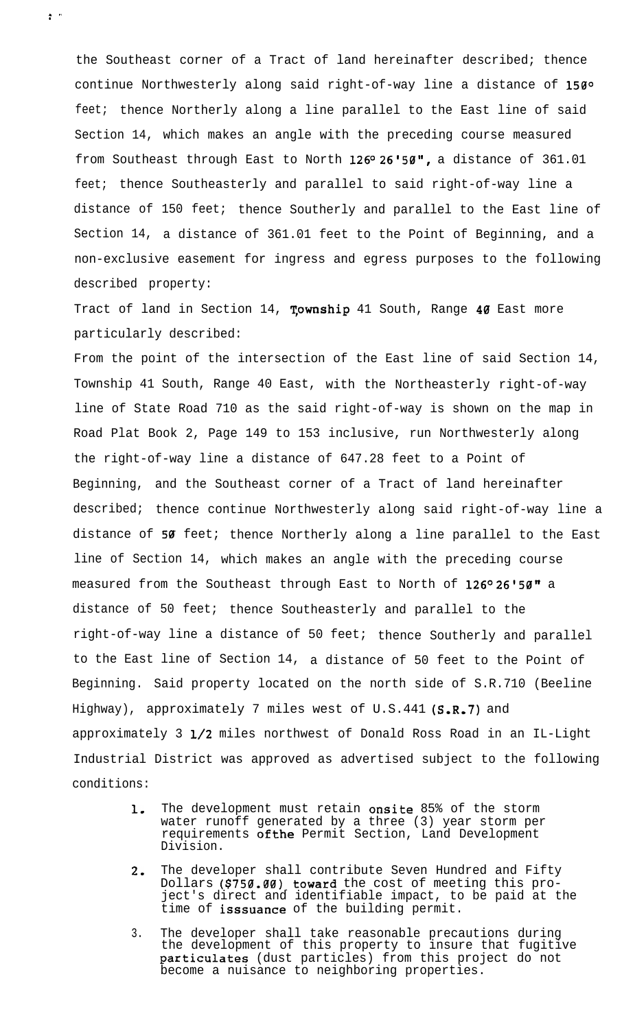the Southeast corner of a Tract of land hereinafter described; thence continue Northwesterly along said right-of-way line a distance of 150 feet; thence Northerly along a line parallel to the East line of said Section 14, which makes an angle with the preceding course measured from Southeast through East to North 126° 26'50", a distance of 361.01 feet; thence Southeasterly and parallel to said right-of-way line a distance of 150 feet; thence Southerly and parallel to the East line of Section 14, a distance of 361.01 feet to the Point of Beginning, and a non-exclusive easement for ingress and egress purposes to the following described property:

Tract of land in Section 14, Township 41 South, Range 40 East more particularly described:

From the point of the intersection of the East line of said Section 14, Township 41 South, Range 40 East, with the Northeasterly right-of-way line of State Road 710 as the said right-of-way is shown on the map in Road Plat Book 2, Page 149 to 153 inclusive, run Northwesterly along the right-of-way line a distance of 647.28 feet to a Point of Beginning, and the Southeast corner of a Tract of land hereinafter described; thence continue Northwesterly along said right-of-way line a distance of 50 feet; thence Northerly along a line parallel to the East line of Section 14, which makes an angle with the preceding course measured from the Southeast through East to North of 126° 26'50" a distance of 50 feet; thence Southeasterly and parallel to the right-of-way line a distance of 50 feet; thence Southerly and parallel to the East line of Section 14, a distance of 50 feet to the Point of Beginning. Said property located on the north side of S.R.710 (Beeline Highway), approximately 7 miles west of U.S.441 (S.R.7) and approximately 3 1/2 miles northwest of Donald Ross Road in an IL-Light Industrial District was approved as advertised subject to the following conditions:

1. The development must retain onsite 85% of the storm water runoff generated by a three (3) year storm per requirements ofthe Permit Section, Land Development Division.

2. The developer shall contribute Seven Hundred and Fifty Dollars ($750.00) toward the cost of meeting this project's direct and identifiable impact, to be paid at the time of isssuance of the building permit.

3. The developer shall take reasonable precautions during the development of this property to insure that fugitive particulates (dust particles) from this project do not become a nuisance to neighboring properties.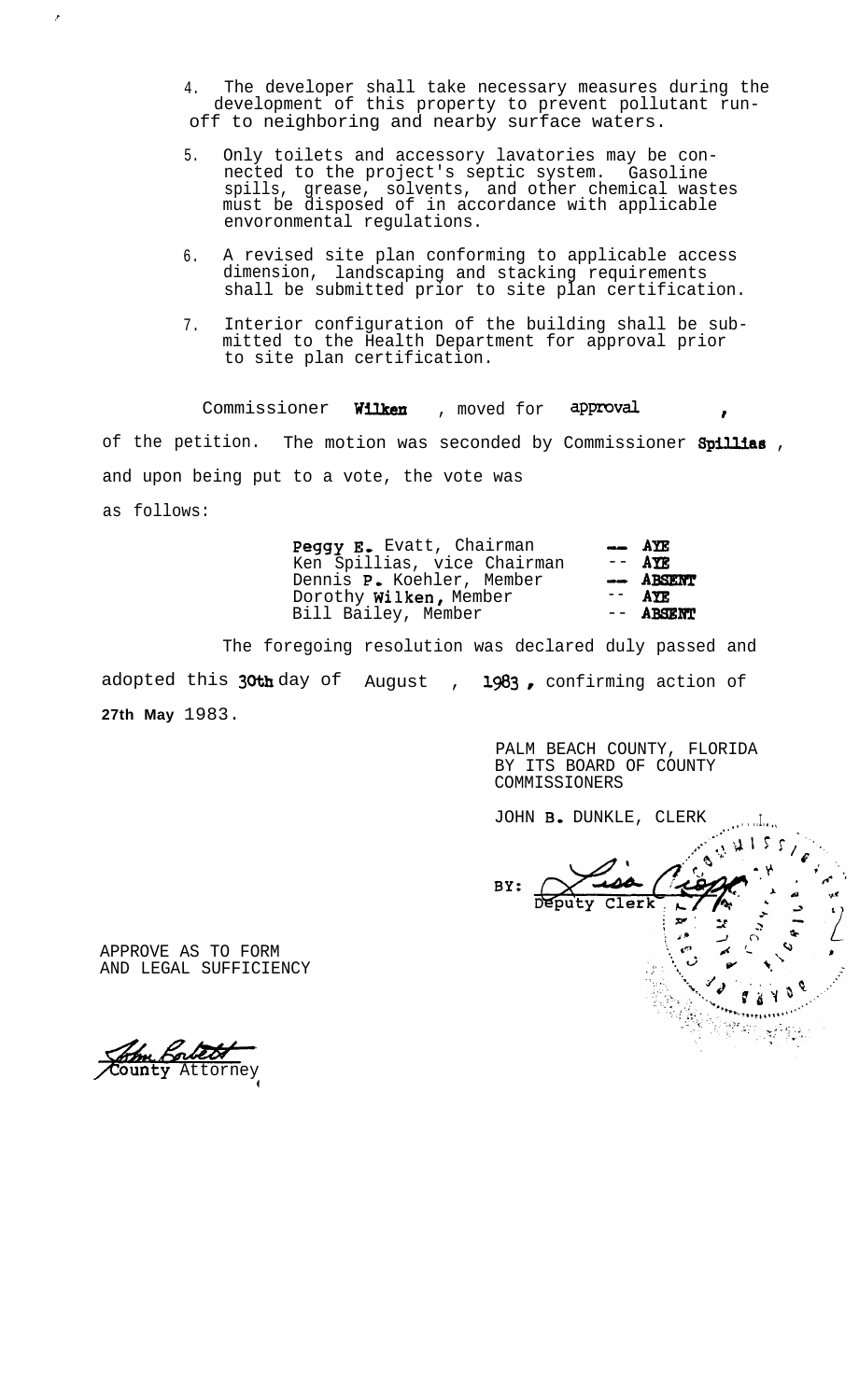4. The developer shall take necessary measures during the development of this property to prevent pollutant run-off to neighboring and nearby surface waters.

5. Only toilets and accessory lavatories may be connected to the project's septic system. Gasoline spills, grease, solvents, and other chemical wastes must be disposed of in accordance with applicable envoronmental regulations.

6. A revised site plan conforming to applicable access dimension, landscaping and stacking requirements shall be submitted prior to site plan certification.

7. Interior configuration of the building shall be submitted to the Health Department for approval prior to site plan certification.

Commissioner Wilken, moved for approval of the petition. The motion was seconded by Commissioner Spillias, and upon being put to a vote, the vote was as follows:

| | |
|---|---|
| Peggy E. Evatt, Chairman | -- AYE |
| Ken Spillias, vice Chairman | -- AYE |
| Dennis P. Koehler, Member | -- ABSENT |
| Dorothy Wilken, Member | -- AYE |
| Bill Bailey, Member | -- ABSENT |

The foregoing resolution was declared duly passed and adopted this 30th day of August, 1983, confirming action of **27th May** 1983.

PALM BEACH COUNTY, FLORIDA
BY ITS BOARD OF COUNTY
COMMISSIONERS

JOHN B. DUNKLE, CLERK

BY: Deputy Clerk

APPROVE AS TO FORM
AND LEGAL SUFFICIENCY

County Attorney